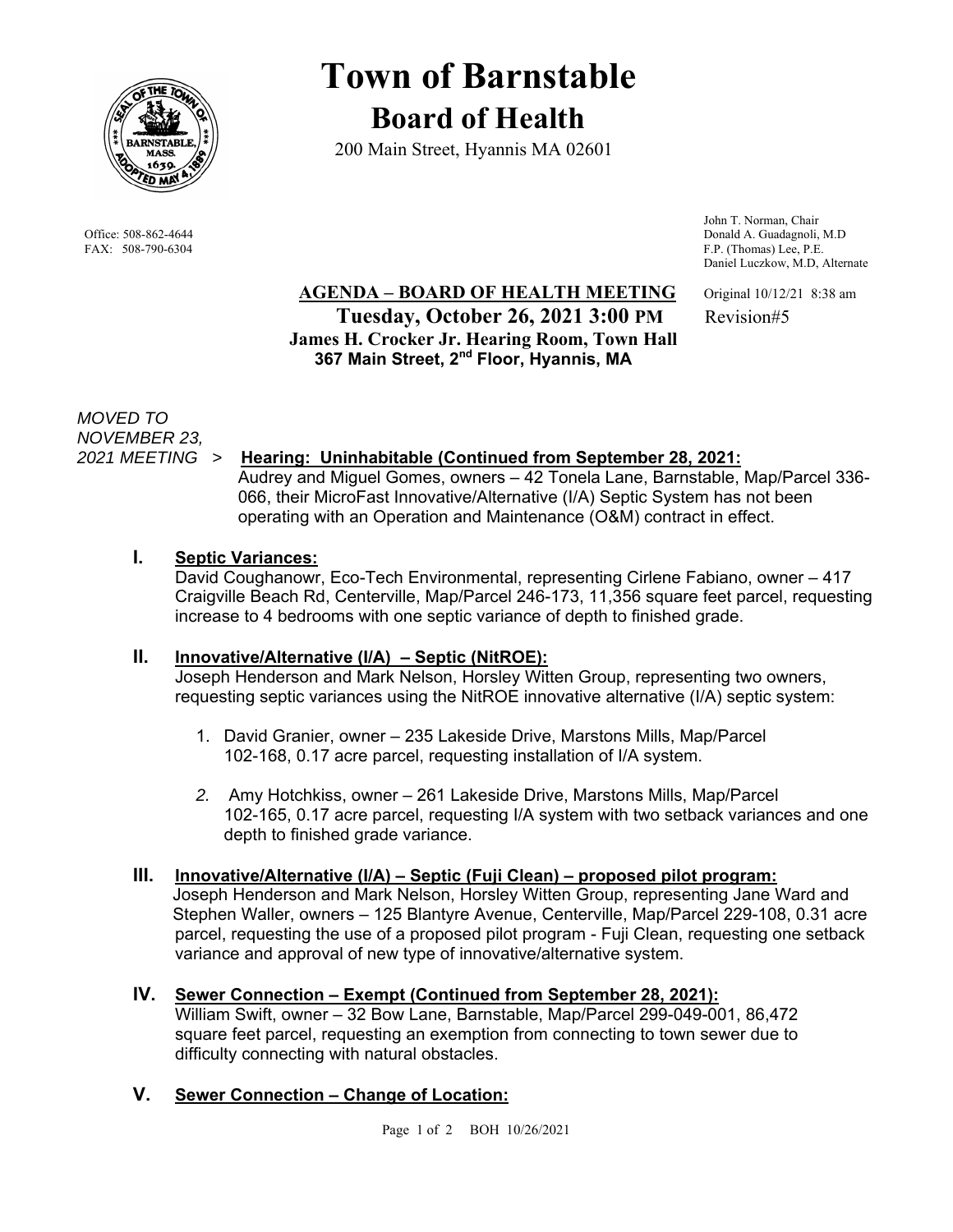# Town of Barnstable

## Board of Health

200 Main Street, Hyannis MA 02601

Office: 508-862-4644
FAX: 508-790-6304

John T. Norman, Chair
Donald A. Guadagnoli, M.D
F.P. (Thomas) Lee, P.E.
Daniel Luczkow, M.D, Alternate

**AGENDA – BOARD OF HEALTH MEETING** Original 10/12/21 8:38 am
**Tuesday, October 26, 2021 3:00 PM** Revision#5
**James H. Crocker Jr. Hearing Room, Town Hall**
**367 Main Street, 2nd Floor, Hyannis, MA**

*MOVED TO NOVEMBER 23, 2021 MEETING* > **Hearing: Uninhabitable (Continued from September 28, 2021:**
Audrey and Miguel Gomes, owners – 42 Tonela Lane, Barnstable, Map/Parcel 336-066, their MicroFast Innovative/Alternative (I/A) Septic System has not been operating with an Operation and Maintenance (O&M) contract in effect.

**I. Septic Variances:**
David Coughanowr, Eco-Tech Environmental, representing Cirlene Fabiano, owner – 417 Craigville Beach Rd, Centerville, Map/Parcel 246-173, 11,356 square feet parcel, requesting increase to 4 bedrooms with one septic variance of depth to finished grade.

**II. Innovative/Alternative (I/A) – Septic (NitROE):**
Joseph Henderson and Mark Nelson, Horsley Witten Group, representing two owners, requesting septic variances using the NitROE innovative alternative (I/A) septic system:

1. David Granier, owner – 235 Lakeside Drive, Marstons Mills, Map/Parcel 102-168, 0.17 acre parcel, requesting installation of I/A system.
2. Amy Hotchkiss, owner – 261 Lakeside Drive, Marstons Mills, Map/Parcel 102-165, 0.17 acre parcel, requesting I/A system with two setback variances and one depth to finished grade variance.

**III. Innovative/Alternative (I/A) – Septic (Fuji Clean) – proposed pilot program:**
Joseph Henderson and Mark Nelson, Horsley Witten Group, representing Jane Ward and Stephen Waller, owners – 125 Blantyre Avenue, Centerville, Map/Parcel 229-108, 0.31 acre parcel, requesting the use of a proposed pilot program - Fuji Clean, requesting one setback variance and approval of new type of innovative/alternative system.

**IV. Sewer Connection – Exempt (Continued from September 28, 2021):**
William Swift, owner – 32 Bow Lane, Barnstable, Map/Parcel 299-049-001, 86,472 square feet parcel, requesting an exemption from connecting to town sewer due to difficulty connecting with natural obstacles.

**V. Sewer Connection – Change of Location:**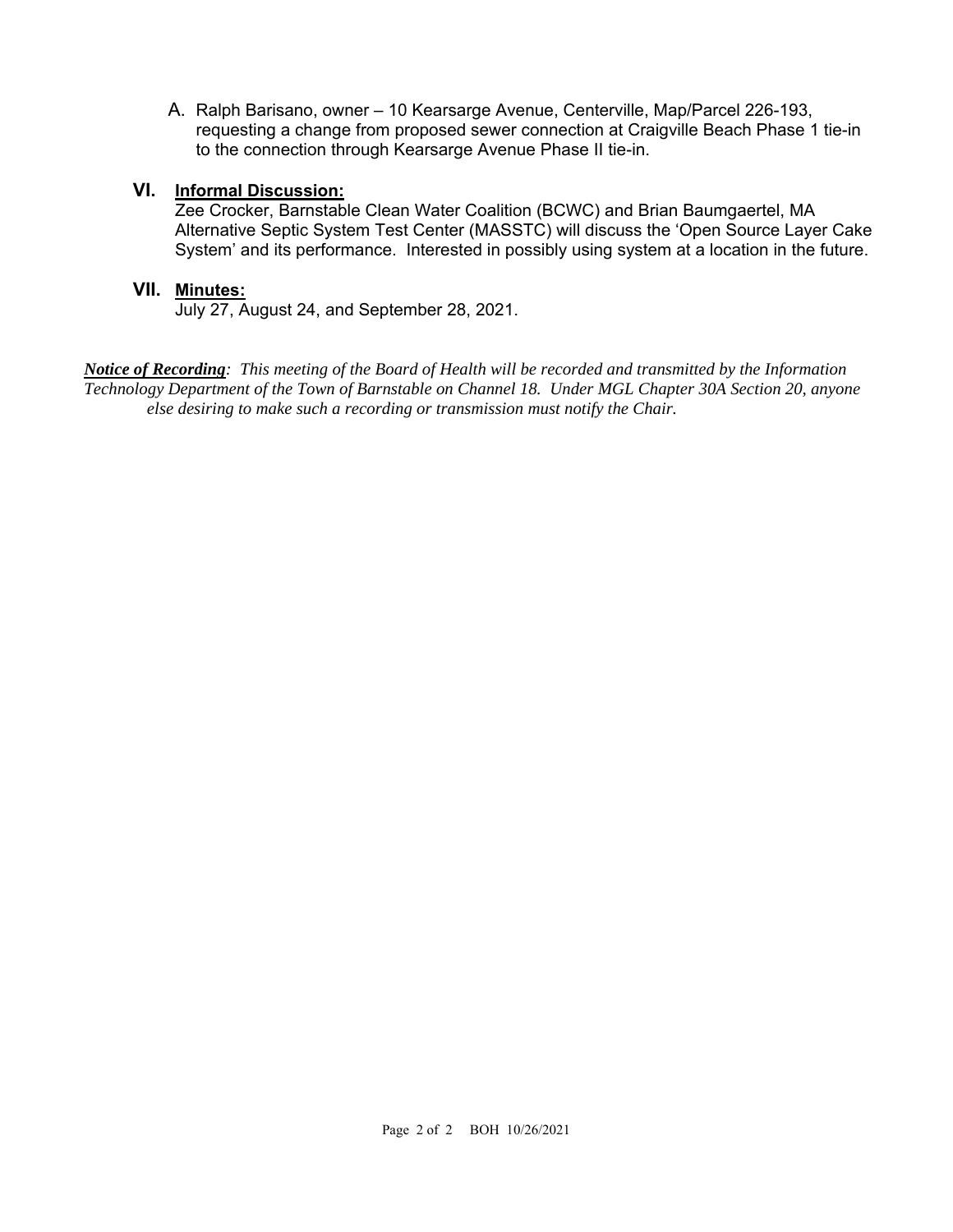A. Ralph Barisano, owner – 10 Kearsarge Avenue, Centerville, Map/Parcel 226-193, requesting a change from proposed sewer connection at Craigville Beach Phase 1 tie-in to the connection through Kearsarge Avenue Phase II tie-in.

## VI. Informal Discussion:

Zee Crocker, Barnstable Clean Water Coalition (BCWC) and Brian Baumgaertel, MA Alternative Septic System Test Center (MASSTC) will discuss the 'Open Source Layer Cake System' and its performance. Interested in possibly using system at a location in the future.

## VII. Minutes:

July 27, August 24, and September 28, 2021.

***Notice of Recording**: This meeting of the Board of Health will be recorded and transmitted by the Information Technology Department of the Town of Barnstable on Channel 18. Under MGL Chapter 30A Section 20, anyone else desiring to make such a recording or transmission must notify the Chair.*